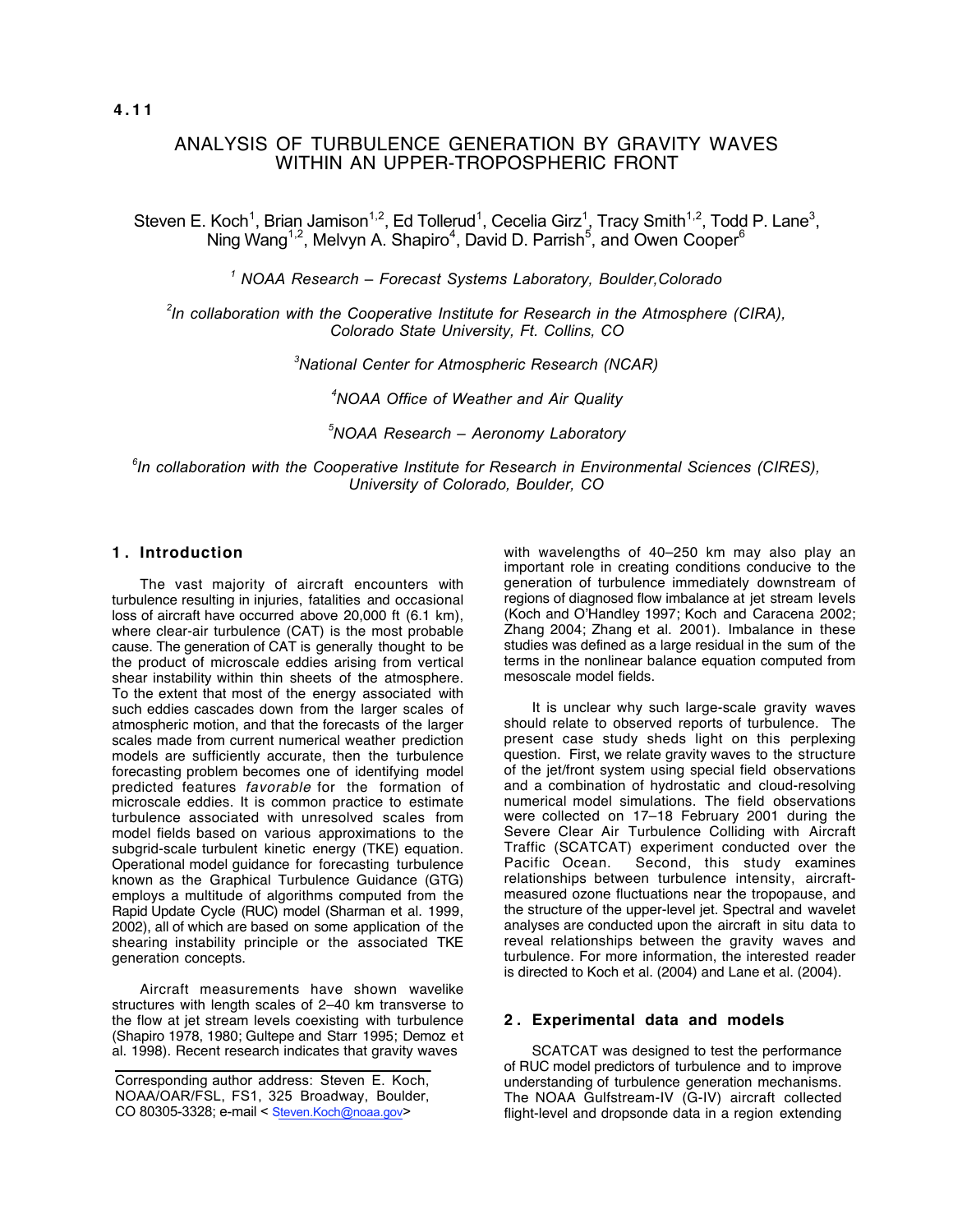4.11

# ANALYSIS OF TURBULENCE GENERATION BY GRAVITY WAVES WITHIN AN UPPER-TROPOSPHERIC FRONT

Steven E. Koch[1], Brian Jamison[1,2], Ed Tollerud[1], Cecelia Girz[1], Tracy Smith[1,2], Todd P. Lane[3], Ning Wang[1,2], Melvyn A. Shapiro[4], David D. Parrish[5], and Owen Cooper[6]

[1] *NOAA Research – Forecast Systems Laboratory, Boulder,Colorado*

[2] *In collaboration with the Cooperative Institute for Research in the Atmosphere (CIRA), Colorado State University, Ft. Collins, CO*

[3] *National Center for Atmospheric Research (NCAR)*

[4] *NOAA Office of Weather and Air Quality*

[5] *NOAA Research – Aeronomy Laboratory*

[6] *In collaboration with the Cooperative Institute for Research in Environmental Sciences (CIRES), University of Colorado, Boulder, CO*

## 1. Introduction

The vast majority of aircraft encounters with turbulence resulting in injuries, fatalities and occasional loss of aircraft have occurred above 20,000 ft (6.1 km), where clear-air turbulence (CAT) is the most probable cause. The generation of CAT is generally thought to be the product of microscale eddies arising from vertical shear instability within thin sheets of the atmosphere. To the extent that most of the energy associated with such eddies cascades down from the larger scales of atmospheric motion, and that the forecasts of the larger scales made from current numerical weather prediction models are sufficiently accurate, then the turbulence forecasting problem becomes one of identifying model predicted features *favorable* for the formation of microscale eddies. It is common practice to estimate turbulence associated with unresolved scales from model fields based on various approximations to the subgrid-scale turbulent kinetic energy (TKE) equation. Operational model guidance for forecasting turbulence known as the Graphical Turbulence Guidance (GTG) employs a multitude of algorithms computed from the Rapid Update Cycle (RUC) model (Sharman et al. 1999, 2002), all of which are based on some application of the shearing instability principle or the associated TKE generation concepts.

Aircraft measurements have shown wavelike structures with length scales of 2–40 km transverse to the flow at jet stream levels coexisting with turbulence (Shapiro 1978, 1980; Gultepe and Starr 1995; Demoz et al. 1998). Recent research indicates that gravity waves with wavelengths of 40–250 km may also play an important role in creating conditions conducive to the generation of turbulence immediately downstream of regions of diagnosed flow imbalance at jet stream levels (Koch and O'Handley 1997; Koch and Caracena 2002; Zhang 2004; Zhang et al. 2001). Imbalance in these studies was defined as a large residual in the sum of the terms in the nonlinear balance equation computed from mesoscale model fields.

It is unclear why such large-scale gravity waves should relate to observed reports of turbulence. The present case study sheds light on this perplexing question. First, we relate gravity waves to the structure of the jet/front system using special field observations and a combination of hydrostatic and cloud-resolving numerical model simulations. The field observations were collected on 17–18 February 2001 during the Severe Clear Air Turbulence Colliding with Aircraft Traffic (SCATCAT) experiment conducted over the Pacific Ocean. Second, this study examines relationships between turbulence intensity, aircraft-measured ozone fluctuations near the tropopause, and the structure of the upper-level jet. Spectral and wavelet analyses are conducted upon the aircraft in situ data to reveal relationships between the gravity waves and turbulence. For more information, the interested reader is directed to Koch et al. (2004) and Lane et al. (2004).

Corresponding author address: Steven E. Koch, NOAA/OAR/FSL, FS1, 325 Broadway, Boulder, CO 80305-3328; e-mail < Steven.Koch@noaa.gov>

## 2. Experimental data and models

SCATCAT was designed to test the performance of RUC model predictors of turbulence and to improve understanding of turbulence generation mechanisms. The NOAA Gulfstream-IV (G-IV) aircraft collected flight-level and dropsonde data in a region extending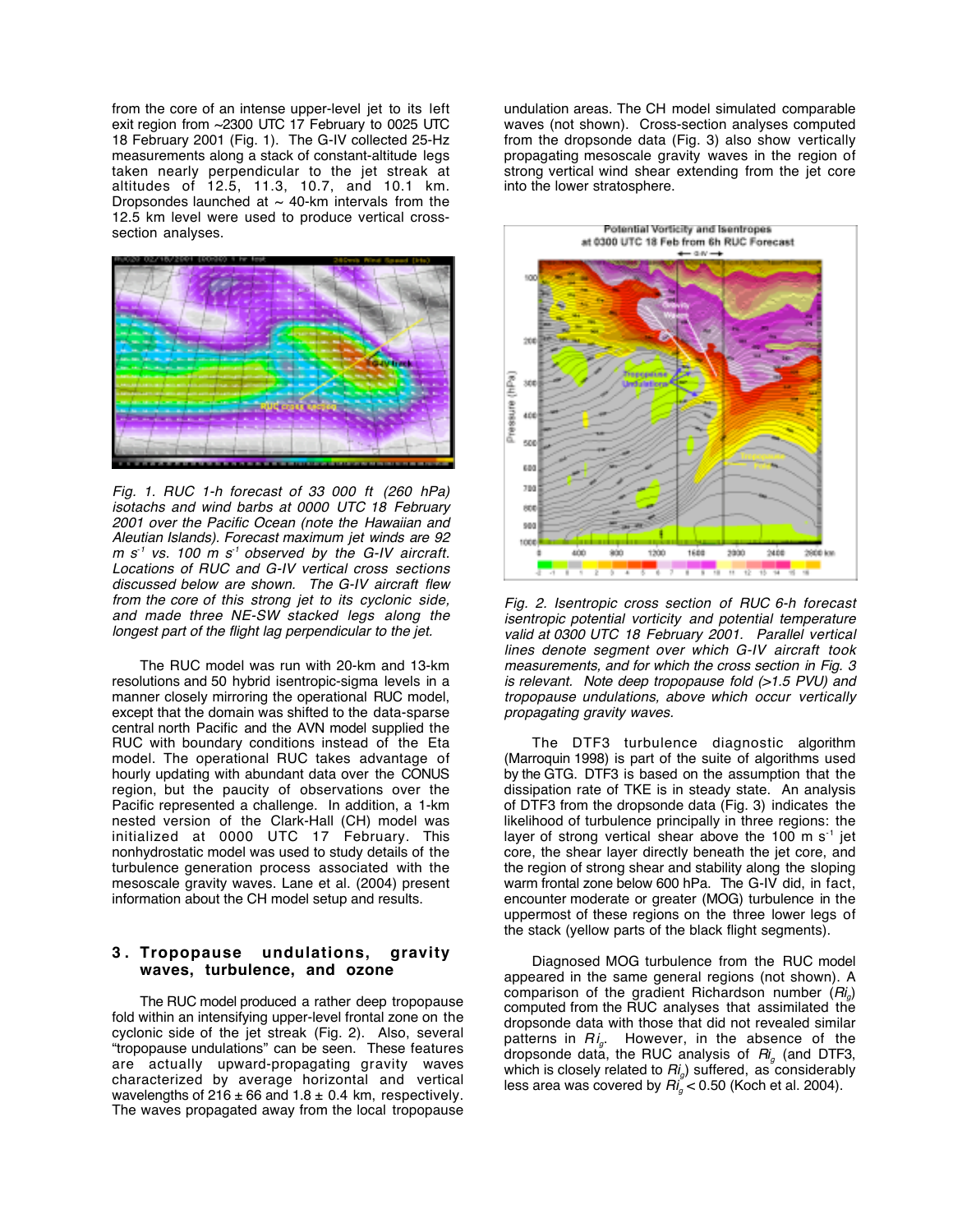from the core of an intense upper-level jet to its left exit region from ~2300 UTC 17 February to 0025 UTC 18 February 2001 (Fig. 1). The G-IV collected 25-Hz measurements along a stack of constant-altitude legs taken nearly perpendicular to the jet streak at altitudes of 12.5, 11.3, 10.7, and 10.1 km. Dropsondes launched at ~ 40-km intervals from the 12.5 km level were used to produce vertical cross-section analyses.

*Fig. 1. RUC 1-h forecast of 33 000 ft (260 hPa) isotachs and wind barbs at 0000 UTC 18 February 2001 over the Pacific Ocean (note the Hawaiian and Aleutian Islands). Forecast maximum jet winds are 92 m s$^{-1}$ vs. 100 m s$^{-1}$ observed by the G-IV aircraft. Locations of RUC and G-IV vertical cross sections discussed below are shown. The G-IV aircraft flew from the core of this strong jet to its cyclonic side, and made three NE-SW stacked legs along the longest part of the flight lag perpendicular to the jet.*

The RUC model was run with 20-km and 13-km resolutions and 50 hybrid isentropic-sigma levels in a manner closely mirroring the operational RUC model, except that the domain was shifted to the data-sparse central north Pacific and the AVN model supplied the RUC with boundary conditions instead of the Eta model. The operational RUC takes advantage of hourly updating with abundant data over the CONUS region, but the paucity of observations over the Pacific represented a challenge. In addition, a 1-km nested version of the Clark-Hall (CH) model was initialized at 0000 UTC 17 February. This nonhydrostatic model was used to study details of the turbulence generation process associated with the mesoscale gravity waves. Lane et al. (2004) present information about the CH model setup and results.

## 3. Tropopause undulations, gravity waves, turbulence, and ozone

The RUC model produced a rather deep tropopause fold within an intensifying upper-level frontal zone on the cyclonic side of the jet streak (Fig. 2). Also, several "tropopause undulations" can be seen. These features are actually upward-propagating gravity waves characterized by average horizontal and vertical wavelengths of 216 ± 66 and 1.8 ± 0.4 km, respectively. The waves propagated away from the local tropopause undulation areas. The CH model simulated comparable waves (not shown). Cross-section analyses computed from the dropsonde data (Fig. 3) also show vertically propagating mesoscale gravity waves in the region of strong vertical wind shear extending from the jet core into the lower stratosphere.

*Fig. 2. Isentropic cross section of RUC 6-h forecast isentropic potential vorticity and potential temperature valid at 0300 UTC 18 February 2001. Parallel vertical lines denote segment over which G-IV aircraft took measurements, and for which the cross section in Fig. 3 is relevant. Note deep tropopause fold (>1.5 PVU) and tropopause undulations, above which occur vertically propagating gravity waves.*

The DTF3 turbulence diagnostic algorithm (Marroquin 1998) is part of the suite of algorithms used by the GTG. DTF3 is based on the assumption that the dissipation rate of TKE is in steady state. An analysis of DTF3 from the dropsonde data (Fig. 3) indicates the likelihood of turbulence principally in three regions: the layer of strong vertical shear above the 100 m s$^{-1}$ jet core, the shear layer directly beneath the jet core, and the region of strong shear and stability along the sloping warm frontal zone below 600 hPa. The G-IV did, in fact, encounter moderate or greater (MOG) turbulence in the uppermost of these regions on the three lower legs of the stack (yellow parts of the black flight segments).

Diagnosed MOG turbulence from the RUC model appeared in the same general regions (not shown). A comparison of the gradient Richardson number ($Ri_g$) computed from the RUC analyses that assimilated the dropsonde data with those that did not revealed similar patterns in $Ri_g$. However, in the absence of the dropsonde data, the RUC analysis of $Ri_g$ (and DTF3, which is closely related to $Ri_g$) suffered, as considerably less area was covered by $Ri_g < 0.50$ (Koch et al. 2004).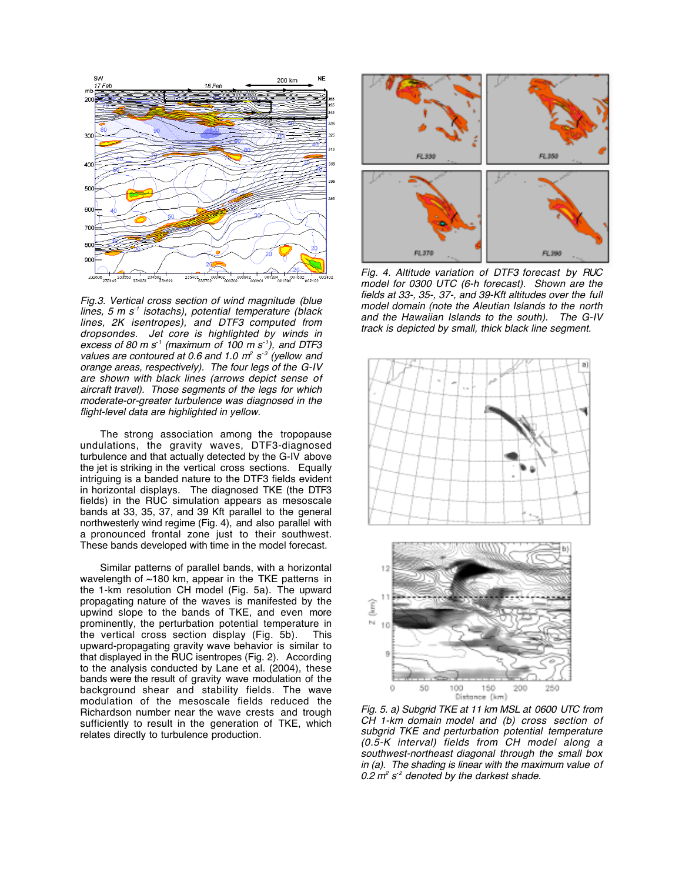*Fig.3. Vertical cross section of wind magnitude (blue lines, 5 m s$^{-1}$ isotachs), potential temperature (black lines, 2K isentropes), and DTF3 computed from dropsondes. Jet core is highlighted by winds in excess of 80 m s$^{-1}$ (maximum of 100 m s$^{-1}$), and DTF3 values are contoured at 0.6 and 1.0 m$^2$ s$^{-3}$ (yellow and orange areas, respectively). The four legs of the G-IV are shown with black lines (arrows depict sense of aircraft travel). Those segments of the legs for which moderate-or-greater turbulence was diagnosed in the flight-level data are highlighted in yellow.*

The strong association among the tropopause undulations, the gravity waves, DTF3-diagnosed turbulence and that actually detected by the G-IV above the jet is striking in the vertical cross sections. Equally intriguing is a banded nature to the DTF3 fields evident in horizontal displays. The diagnosed TKE (the DTF3 fields) in the RUC simulation appears as mesoscale bands at 33, 35, 37, and 39 Kft parallel to the general northwesterly wind regime (Fig. 4), and also parallel with a pronounced frontal zone just to their southwest. These bands developed with time in the model forecast.

Similar patterns of parallel bands, with a horizontal wavelength of ~180 km, appear in the TKE patterns in the 1-km resolution CH model (Fig. 5a). The upward propagating nature of the waves is manifested by the upwind slope to the bands of TKE, and even more prominently, the perturbation potential temperature in the vertical cross section display (Fig. 5b). This upward-propagating gravity wave behavior is similar to that displayed in the RUC isentropes (Fig. 2). According to the analysis conducted by Lane et al. (2004), these bands were the result of gravity wave modulation of the background shear and stability fields. The wave modulation of the mesoscale fields reduced the Richardson number near the wave crests and trough sufficiently to result in the generation of TKE, which relates directly to turbulence production.

*Fig. 4. Altitude variation of DTF3 forecast by RUC model for 0300 UTC (6-h forecast). Shown are the fields at 33-, 35-, 37-, and 39-Kft altitudes over the full model domain (note the Aleutian Islands to the north and the Hawaiian Islands to the south). The G-IV track is depicted by small, thick black line segment.*

*Fig. 5. a) Subgrid TKE at 11 km MSL at 0600 UTC from CH 1-km domain model and (b) cross section of subgrid TKE and perturbation potential temperature (0.5-K interval) fields from CH model along a southwest-northeast diagonal through the small box in (a). The shading is linear with the maximum value of 0.2 m$^2$ s$^{-2}$ denoted by the darkest shade.*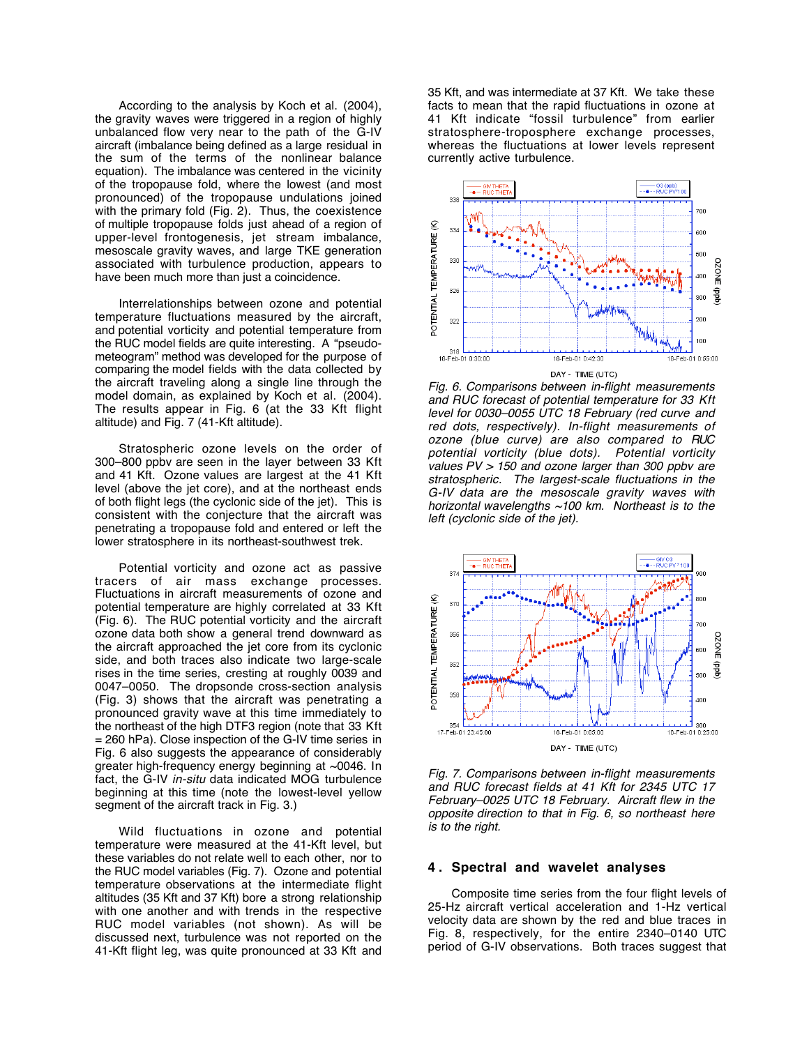According to the analysis by Koch et al. (2004), the gravity waves were triggered in a region of highly unbalanced flow very near to the path of the G-IV aircraft (imbalance being defined as a large residual in the sum of the terms of the nonlinear balance equation). The imbalance was centered in the vicinity of the tropopause fold, where the lowest (and most pronounced) of the tropopause undulations joined with the primary fold (Fig. 2). Thus, the coexistence of multiple tropopause folds just ahead of a region of upper-level frontogenesis, jet stream imbalance, mesoscale gravity waves, and large TKE generation associated with turbulence production, appears to have been much more than just a coincidence.

Interrelationships between ozone and potential temperature fluctuations measured by the aircraft, and potential vorticity and potential temperature from the RUC model fields are quite interesting. A "pseudo-meteogram" method was developed for the purpose of comparing the model fields with the data collected by the aircraft traveling along a single line through the model domain, as explained by Koch et al. (2004). The results appear in Fig. 6 (at the 33 Kft flight altitude) and Fig. 7 (41-Kft altitude).

Stratospheric ozone levels on the order of 300–800 ppbv are seen in the layer between 33 Kft and 41 Kft. Ozone values are largest at the 41 Kft level (above the jet core), and at the northeast ends of both flight legs (the cyclonic side of the jet). This is consistent with the conjecture that the aircraft was penetrating a tropopause fold and entered or left the lower stratosphere in its northeast-southwest trek.

Potential vorticity and ozone act as passive tracers of air mass exchange processes. Fluctuations in aircraft measurements of ozone and potential temperature are highly correlated at 33 Kft (Fig. 6). The RUC potential vorticity and the aircraft ozone data both show a general trend downward as the aircraft approached the jet core from its cyclonic side, and both traces also indicate two large-scale rises in the time series, cresting at roughly 0039 and 0047–0050. The dropsonde cross-section analysis (Fig. 3) shows that the aircraft was penetrating a pronounced gravity wave at this time immediately to the northeast of the high DTF3 region (note that 33 Kft = 260 hPa). Close inspection of the G-IV time series in Fig. 6 also suggests the appearance of considerably greater high-frequency energy beginning at ~0046. In fact, the G-IV *in-situ* data indicated MOG turbulence beginning at this time (note the lowest-level yellow segment of the aircraft track in Fig. 3.)

Wild fluctuations in ozone and potential temperature were measured at the 41-Kft level, but these variables do not relate well to each other, nor to the RUC model variables (Fig. 7). Ozone and potential temperature observations at the intermediate flight altitudes (35 Kft and 37 Kft) bore a strong relationship with one another and with trends in the respective RUC model variables (not shown). As will be discussed next, turbulence was not reported on the 41-Kft flight leg, was quite pronounced at 33 Kft and 35 Kft, and was intermediate at 37 Kft. We take these facts to mean that the rapid fluctuations in ozone at 41 Kft indicate "fossil turbulence" from stratosphere-troposphere exchange processes, whereas the fluctuations at lower levels represent currently active turbulence.

*Fig. 6. Comparisons between in-flight measurements and RUC forecast of potential temperature for 33 Kft level for 0030–0055 UTC 18 February (red curve and red dots, respectively). In-flight measurements of ozone (blue curve) are also compared to RUC potential vorticity (blue dots). Potential vorticity values PV > 150 and ozone larger than 300 ppbv are stratospheric. The largest-scale fluctuations in the G-IV data are the mesoscale gravity waves with horizontal wavelengths ~100 km. Northeast is to the left (cyclonic side of the jet).*

*Fig. 7. Comparisons between in-flight measurements and RUC forecast fields at 41 Kft for 2345 UTC 17 February–0025 UTC 18 February. Aircraft flew in the opposite direction to that in Fig. 6, so northeast here is to the right.*

## 4. Spectral and wavelet analyses

Composite time series from the four flight levels of 25-Hz aircraft vertical acceleration and 1-Hz vertical velocity data are shown by the red and blue traces in Fig. 8, respectively, for the entire 2340–0140 UTC period of G-IV observations. Both traces suggest that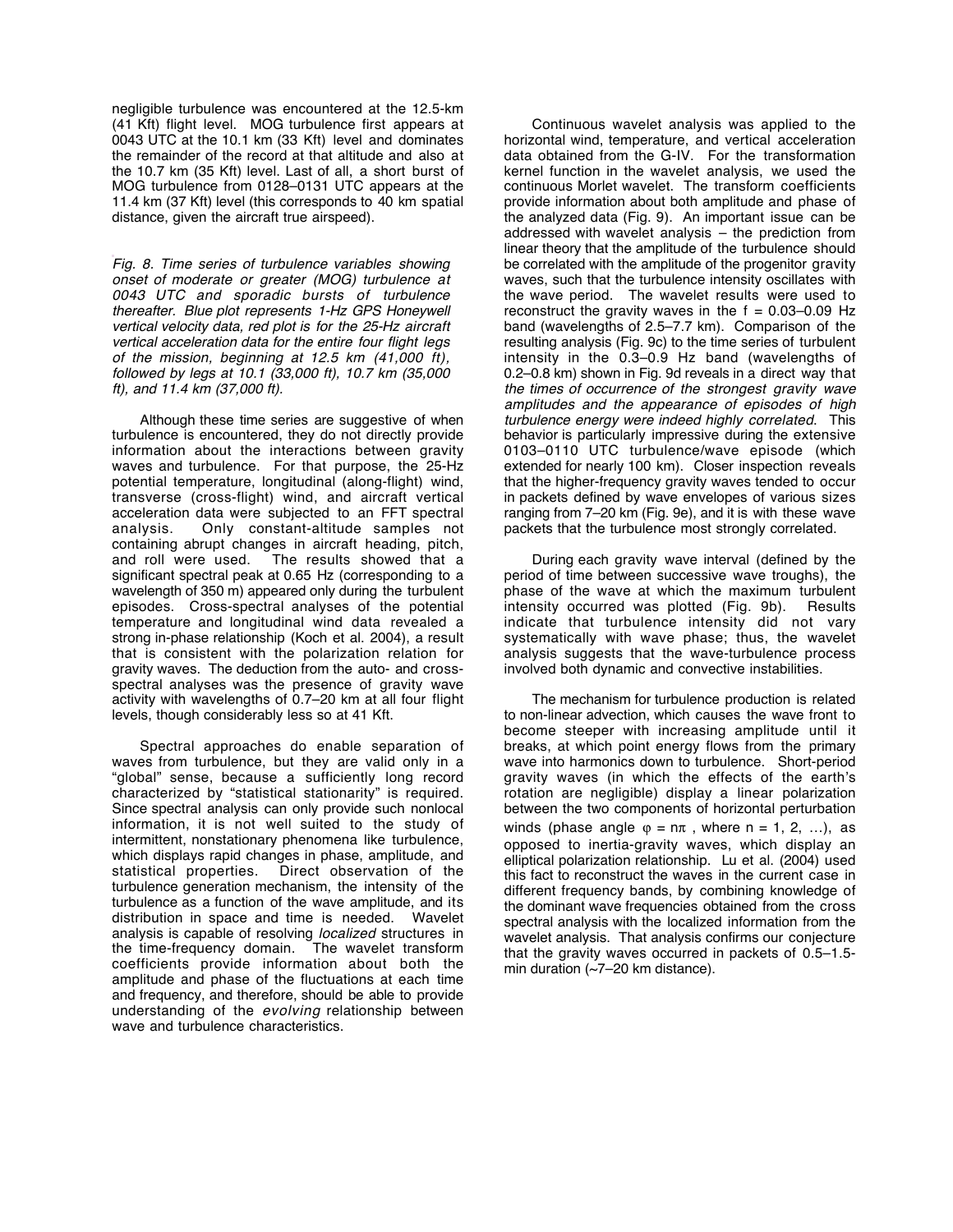negligible turbulence was encountered at the 12.5-km (41 Kft) flight level. MOG turbulence first appears at 0043 UTC at the 10.1 km (33 Kft) level and dominates the remainder of the record at that altitude and also at the 10.7 km (35 Kft) level. Last of all, a short burst of MOG turbulence from 0128–0131 UTC appears at the 11.4 km (37 Kft) level (this corresponds to 40 km spatial distance, given the aircraft true airspeed).

*Fig. 8. Time series of turbulence variables showing onset of moderate or greater (MOG) turbulence at 0043 UTC and sporadic bursts of turbulence thereafter. Blue plot represents 1-Hz GPS Honeywell vertical velocity data, red plot is for the 25-Hz aircraft vertical acceleration data for the entire four flight legs of the mission, beginning at 12.5 km (41,000 ft), followed by legs at 10.1 (33,000 ft), 10.7 km (35,000 ft), and 11.4 km (37,000 ft).*

Although these time series are suggestive of when turbulence is encountered, they do not directly provide information about the interactions between gravity waves and turbulence. For that purpose, the 25-Hz potential temperature, longitudinal (along-flight) wind, transverse (cross-flight) wind, and aircraft vertical acceleration data were subjected to an FFT spectral analysis. Only constant-altitude samples not containing abrupt changes in aircraft heading, pitch, and roll were used. The results showed that a significant spectral peak at 0.65 Hz (corresponding to a wavelength of 350 m) appeared only during the turbulent episodes. Cross-spectral analyses of the potential temperature and longitudinal wind data revealed a strong in-phase relationship (Koch et al. 2004), a result that is consistent with the polarization relation for gravity waves. The deduction from the auto- and cross-spectral analyses was the presence of gravity wave activity with wavelengths of 0.7–20 km at all four flight levels, though considerably less so at 41 Kft.

Spectral approaches do enable separation of waves from turbulence, but they are valid only in a "global" sense, because a sufficiently long record characterized by "statistical stationarity" is required. Since spectral analysis can only provide such nonlocal information, it is not well suited to the study of intermittent, nonstationary phenomena like turbulence, which displays rapid changes in phase, amplitude, and statistical properties. Direct observation of the turbulence generation mechanism, the intensity of the turbulence as a function of the wave amplitude, and its distribution in space and time is needed. Wavelet analysis is capable of resolving *localized* structures in the time-frequency domain. The wavelet transform coefficients provide information about both the amplitude and phase of the fluctuations at each time and frequency, and therefore, should be able to provide understanding of the *evolving* relationship between wave and turbulence characteristics.

Continuous wavelet analysis was applied to the horizontal wind, temperature, and vertical acceleration data obtained from the G-IV. For the transformation kernel function in the wavelet analysis, we used the continuous Morlet wavelet. The transform coefficients provide information about both amplitude and phase of the analyzed data (Fig. 9). An important issue can be addressed with wavelet analysis – the prediction from linear theory that the amplitude of the turbulence should be correlated with the amplitude of the progenitor gravity waves, such that the turbulence intensity oscillates with the wave period. The wavelet results were used to reconstruct the gravity waves in the f = 0.03–0.09 Hz band (wavelengths of 2.5–7.7 km). Comparison of the resulting analysis (Fig. 9c) to the time series of turbulent intensity in the 0.3–0.9 Hz band (wavelengths of 0.2–0.8 km) shown in Fig. 9d reveals in a direct way that *the times of occurrence of the strongest gravity wave amplitudes and the appearance of episodes of high turbulence energy were indeed highly correlated.* This behavior is particularly impressive during the extensive 0103–0110 UTC turbulence/wave episode (which extended for nearly 100 km). Closer inspection reveals that the higher-frequency gravity waves tended to occur in packets defined by wave envelopes of various sizes ranging from 7–20 km (Fig. 9e), and it is with these wave packets that the turbulence most strongly correlated.

During each gravity wave interval (defined by the period of time between successive wave troughs), the phase of the wave at which the maximum turbulent intensity occurred was plotted (Fig. 9b). Results indicate that turbulence intensity did not vary systematically with wave phase; thus, the wavelet analysis suggests that the wave-turbulence process involved both dynamic and convective instabilities.

The mechanism for turbulence production is related to non-linear advection, which causes the wave front to become steeper with increasing amplitude until it breaks, at which point energy flows from the primary wave into harmonics down to turbulence. Short-period gravity waves (in which the effects of the earth's rotation are negligible) display a linear polarization between the two components of horizontal perturbation winds (phase angle $\varphi = n\pi$ , where n = 1, 2, …), as opposed to inertia-gravity waves, which display an elliptical polarization relationship. Lu et al. (2004) used this fact to reconstruct the waves in the current case in different frequency bands, by combining knowledge of the dominant wave frequencies obtained from the cross spectral analysis with the localized information from the wavelet analysis. That analysis confirms our conjecture that the gravity waves occurred in packets of 0.5–1.5-min duration (~7–20 km distance).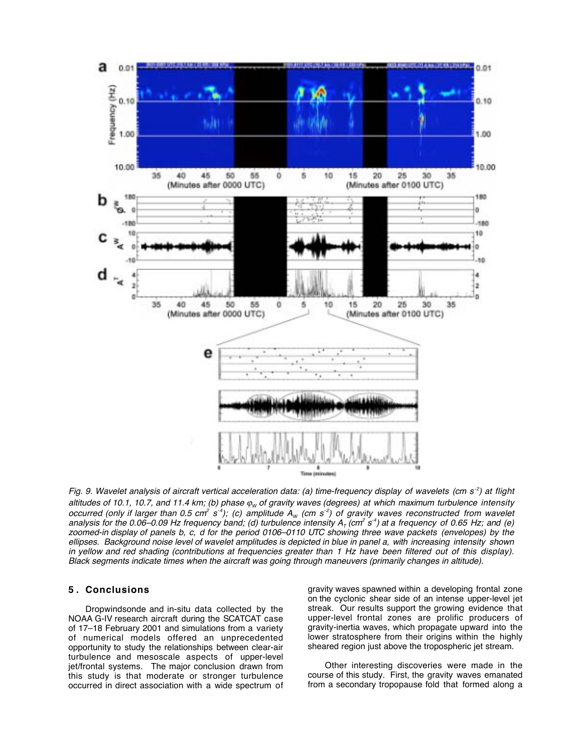*Fig. 9. Wavelet analysis of aircraft vertical acceleration data: (a) time-frequency display of wavelets (cm $s^{-2}$) at flight altitudes of 10.1, 10.7, and 11.4 km; (b) phase $\varphi_w$ of gravity waves (degrees) at which maximum turbulence intensity occurred (only if larger than 0.5 $cm^2$ $s^{-4}$); (c) amplitude $A_w$ (cm $s^{-2}$) of gravity waves reconstructed from wavelet analysis for the 0.06–0.09 Hz frequency band; (d) turbulence intensity $A_T$ ($cm^2$ $s^{-4}$) at a frequency of 0.65 Hz; and (e) zoomed-in display of panels b, c, d for the period 0106–0110 UTC showing three wave packets (envelopes) by the ellipses. Background noise level of wavelet amplitudes is depicted in blue in panel a, with increasing intensity shown in yellow and red shading (contributions at frequencies greater than 1 Hz have been filtered out of this display). Black segments indicate times when the aircraft was going through maneuvers (primarily changes in altitude).*

## 5. Conclusions

Dropwindsonde and in-situ data collected by the NOAA G-IV research aircraft during the SCATCAT case of 17–18 February 2001 and simulations from a variety of numerical models offered an unprecedented opportunity to study the relationships between clear-air turbulence and mesoscale aspects of upper-level jet/frontal systems. The major conclusion drawn from this study is that moderate or stronger turbulence occurred in direct association with a wide spectrum of gravity waves spawned within a developing frontal zone on the cyclonic shear side of an intense upper-level jet streak. Our results support the growing evidence that upper-level frontal zones are prolific producers of gravity-inertia waves, which propagate upward into the lower stratosphere from their origins within the highly sheared region just above the tropospheric jet stream.

Other interesting discoveries were made in the course of this study. First, the gravity waves emanated from a secondary tropopause fold that formed along a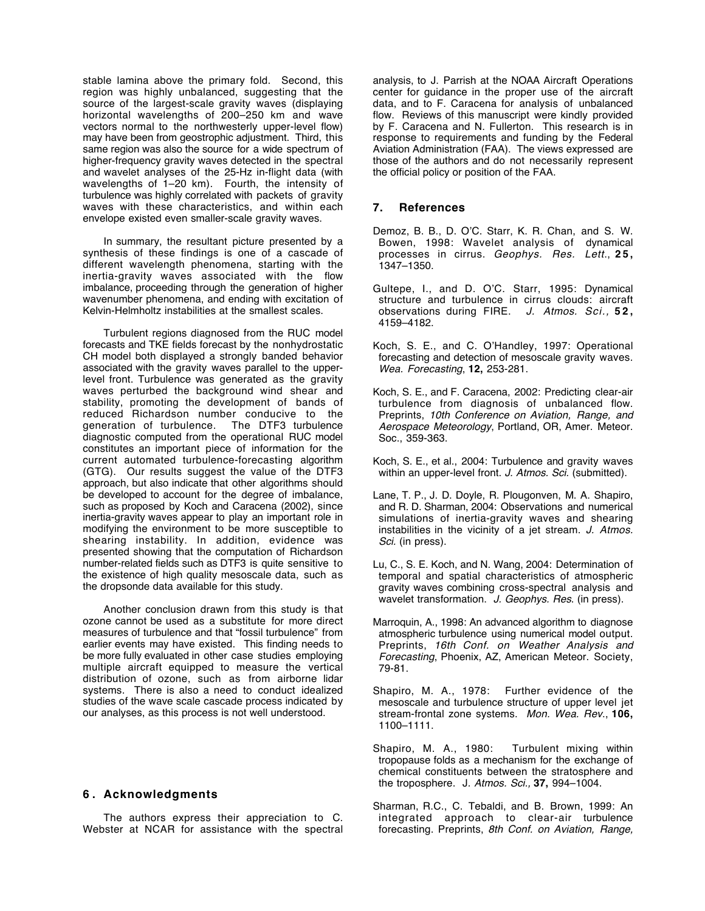stable lamina above the primary fold. Second, this region was highly unbalanced, suggesting that the source of the largest-scale gravity waves (displaying horizontal wavelengths of 200–250 km and wave vectors normal to the northwesterly upper-level flow) may have been from geostrophic adjustment. Third, this same region was also the source for a wide spectrum of higher-frequency gravity waves detected in the spectral and wavelet analyses of the 25-Hz in-flight data (with wavelengths of 1–20 km). Fourth, the intensity of turbulence was highly correlated with packets of gravity waves with these characteristics, and within each envelope existed even smaller-scale gravity waves.

In summary, the resultant picture presented by a synthesis of these findings is one of a cascade of different wavelength phenomena, starting with the inertia-gravity waves associated with the flow imbalance, proceeding through the generation of higher wavenumber phenomena, and ending with excitation of Kelvin-Helmholtz instabilities at the smallest scales.

Turbulent regions diagnosed from the RUC model forecasts and TKE fields forecast by the nonhydrostatic CH model both displayed a strongly banded behavior associated with the gravity waves parallel to the upper-level front. Turbulence was generated as the gravity waves perturbed the background wind shear and stability, promoting the development of bands of reduced Richardson number conducive to the generation of turbulence. The DTF3 turbulence diagnostic computed from the operational RUC model constitutes an important piece of information for the current automated turbulence-forecasting algorithm (GTG). Our results suggest the value of the DTF3 approach, but also indicate that other algorithms should be developed to account for the degree of imbalance, such as proposed by Koch and Caracena (2002), since inertia-gravity waves appear to play an important role in modifying the environment to be more susceptible to shearing instability. In addition, evidence was presented showing that the computation of Richardson number-related fields such as DTF3 is quite sensitive to the existence of high quality mesoscale data, such as the dropsonde data available for this study.

Another conclusion drawn from this study is that ozone cannot be used as a substitute for more direct measures of turbulence and that “fossil turbulence” from earlier events may have existed. This finding needs to be more fully evaluated in other case studies employing multiple aircraft equipped to measure the vertical distribution of ozone, such as from airborne lidar systems. There is also a need to conduct idealized studies of the wave scale cascade process indicated by our analyses, as this process is not well understood.

## 6. Acknowledgments

The authors express their appreciation to C. Webster at NCAR for assistance with the spectral analysis, to J. Parrish at the NOAA Aircraft Operations center for guidance in the proper use of the aircraft data, and to F. Caracena for analysis of unbalanced flow. Reviews of this manuscript were kindly provided by F. Caracena and N. Fullerton. This research is in response to requirements and funding by the Federal Aviation Administration (FAA). The views expressed are those of the authors and do not necessarily represent the official policy or position of the FAA.

## 7. References

Demoz, B. B., D. O'C. Starr, K. R. Chan, and S. W. Bowen, 1998: Wavelet analysis of dynamical processes in cirrus. *Geophys. Res. Lett.*, **25,** 1347–1350.

Gultepe, I., and D. O'C. Starr, 1995: Dynamical structure and turbulence in cirrus clouds: aircraft observations during FIRE. *J. Atmos. Sci.,* **52,** 4159–4182.

Koch, S. E., and C. O'Handley, 1997: Operational forecasting and detection of mesoscale gravity waves. *Wea. Forecasting*, **12,** 253-281.

Koch, S. E., and F. Caracena, 2002: Predicting clear-air turbulence from diagnosis of unbalanced flow. Preprints, *10th Conference on Aviation, Range, and Aerospace Meteorology*, Portland, OR, Amer. Meteor. Soc., 359-363.

Koch, S. E., et al., 2004: Turbulence and gravity waves within an upper-level front. *J. Atmos. Sci.* (submitted).

Lane, T. P., J. D. Doyle, R. Plougonven, M. A. Shapiro, and R. D. Sharman, 2004: Observations and numerical simulations of inertia-gravity waves and shearing instabilities in the vicinity of a jet stream. *J. Atmos. Sci.* (in press).

Lu, C., S. E. Koch, and N. Wang, 2004: Determination of temporal and spatial characteristics of atmospheric gravity waves combining cross-spectral analysis and wavelet transformation. *J. Geophys. Res.* (in press).

Marroquin, A., 1998: An advanced algorithm to diagnose atmospheric turbulence using numerical model output. Preprints, *16th Conf. on Weather Analysis and Forecasting*, Phoenix, AZ, American Meteor. Society, 79-81.

Shapiro, M. A., 1978: Further evidence of the mesoscale and turbulence structure of upper level jet stream-frontal zone systems. *Mon. Wea. Rev.*, **106,** 1100–1111.

Shapiro, M. A., 1980: Turbulent mixing within tropopause folds as a mechanism for the exchange of chemical constituents between the stratosphere and the troposphere. J. *Atmos. Sci.,* **37,** 994–1004.

Sharman, R.C., C. Tebaldi, and B. Brown, 1999: An integrated approach to clear-air turbulence forecasting. Preprints, *8th Conf. on Aviation, Range,*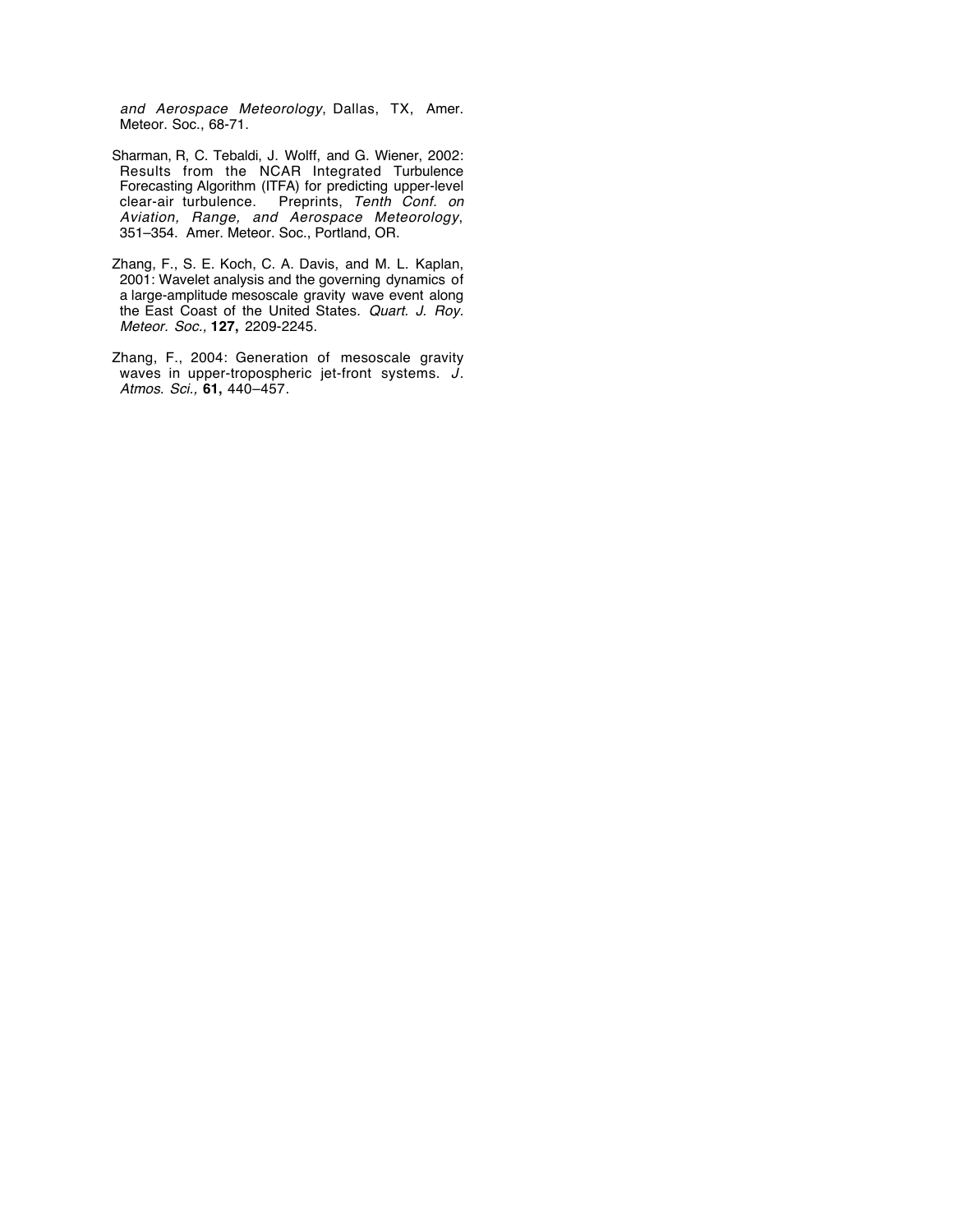*and Aerospace Meteorology*, Dallas, TX, Amer. Meteor. Soc., 68-71.

Sharman, R, C. Tebaldi, J. Wolff, and G. Wiener, 2002: Results from the NCAR Integrated Turbulence Forecasting Algorithm (ITFA) for predicting upper-level clear-air turbulence. Preprints, *Tenth Conf. on Aviation, Range, and Aerospace Meteorology*, 351–354. Amer. Meteor. Soc., Portland, OR.

Zhang, F., S. E. Koch, C. A. Davis, and M. L. Kaplan, 2001: Wavelet analysis and the governing dynamics of a large-amplitude mesoscale gravity wave event along the East Coast of the United States. *Quart. J. Roy. Meteor. Soc.,* **127,** 2209-2245.

Zhang, F., 2004: Generation of mesoscale gravity waves in upper-tropospheric jet-front systems. *J. Atmos. Sci.,* **61,** 440–457.